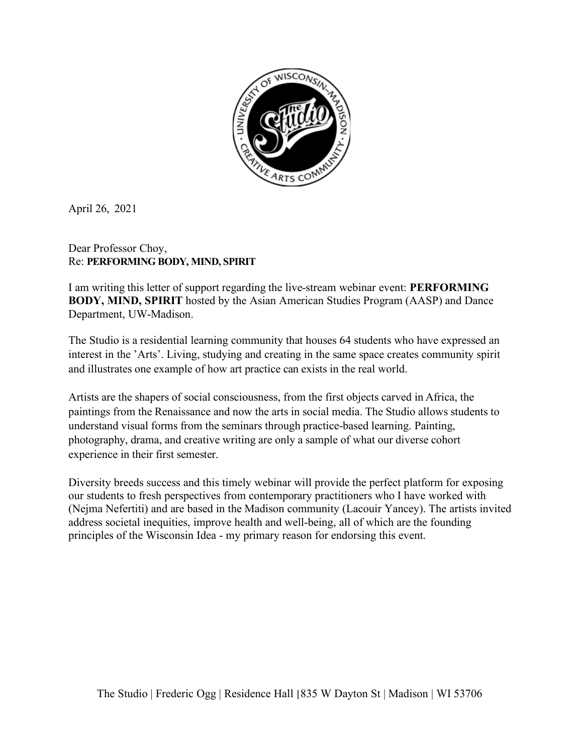April 26, 2021

Dear Professor Choy,
Re: **PERFORMING BODY, MIND, SPIRIT**

I am writing this letter of support regarding the live-stream webinar event: **PERFORMING BODY, MIND, SPIRIT** hosted by the Asian American Studies Program (AASP) and Dance Department, UW-Madison.

The Studio is a residential learning community that houses 64 students who have expressed an interest in the 'Arts'. Living, studying and creating in the same space creates community spirit and illustrates one example of how art practice can exists in the real world.

Artists are the shapers of social consciousness, from the first objects carved in Africa, the paintings from the Renaissance and now the arts in social media. The Studio allows students to understand visual forms from the seminars through practice-based learning. Painting, photography, drama, and creative writing are only a sample of what our diverse cohort experience in their first semester.

Diversity breeds success and this timely webinar will provide the perfect platform for exposing our students to fresh perspectives from contemporary practitioners who I have worked with (Nejma Nefertiti) and are based in the Madison community (Lacouir Yancey). The artists invited address societal inequities, improve health and well-being, all of which are the founding principles of the Wisconsin Idea - my primary reason for endorsing this event.

The Studio | Frederic Ogg | Residence Hall | 835 W Dayton St | Madison | WI 53706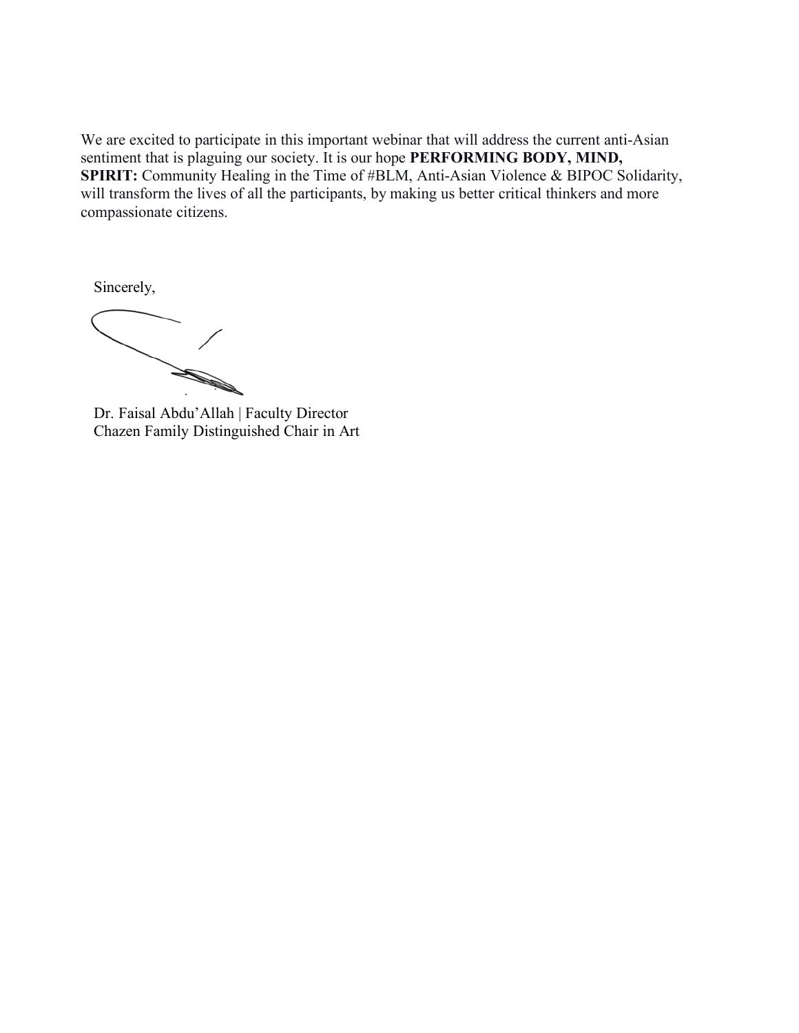We are excited to participate in this important webinar that will address the current anti-Asian sentiment that is plaguing our society. It is our hope **PERFORMING BODY, MIND, SPIRIT:** Community Healing in the Time of #BLM, Anti-Asian Violence & BIPOC Solidarity, will transform the lives of all the participants, by making us better critical thinkers and more compassionate citizens.

Sincerely,

Dr. Faisal Abdu'Allah | Faculty Director
Chazen Family Distinguished Chair in Art